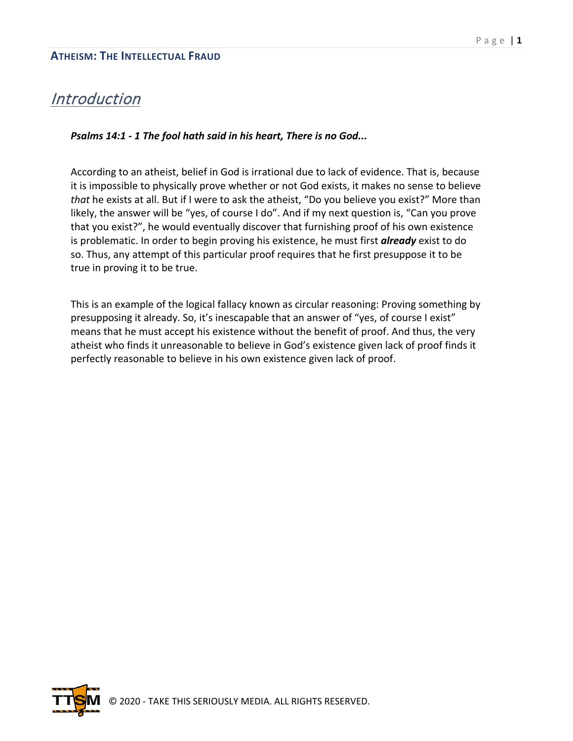**ATHEISM: THE INTELLECTUAL FRAUD**

# *Introduction*

***Psalms 14:1 - 1 The fool hath said in his heart, There is no God...***

According to an atheist, belief in God is irrational due to lack of evidence. That is, because it is impossible to physically prove whether or not God exists, it makes no sense to believe *that* he exists at all. But if I were to ask the atheist, "Do you believe you exist?" More than likely, the answer will be "yes, of course I do". And if my next question is, "Can you prove that you exist?", he would eventually discover that furnishing proof of his own existence is problematic. In order to begin proving his existence, he must first ***already*** exist to do so. Thus, any attempt of this particular proof requires that he first presuppose it to be true in proving it to be true.

This is an example of the logical fallacy known as circular reasoning: Proving something by presupposing it already. So, it's inescapable that an answer of "yes, of course I exist" means that he must accept his existence without the benefit of proof. And thus, the very atheist who finds it unreasonable to believe in God's existence given lack of proof finds it perfectly reasonable to believe in his own existence given lack of proof.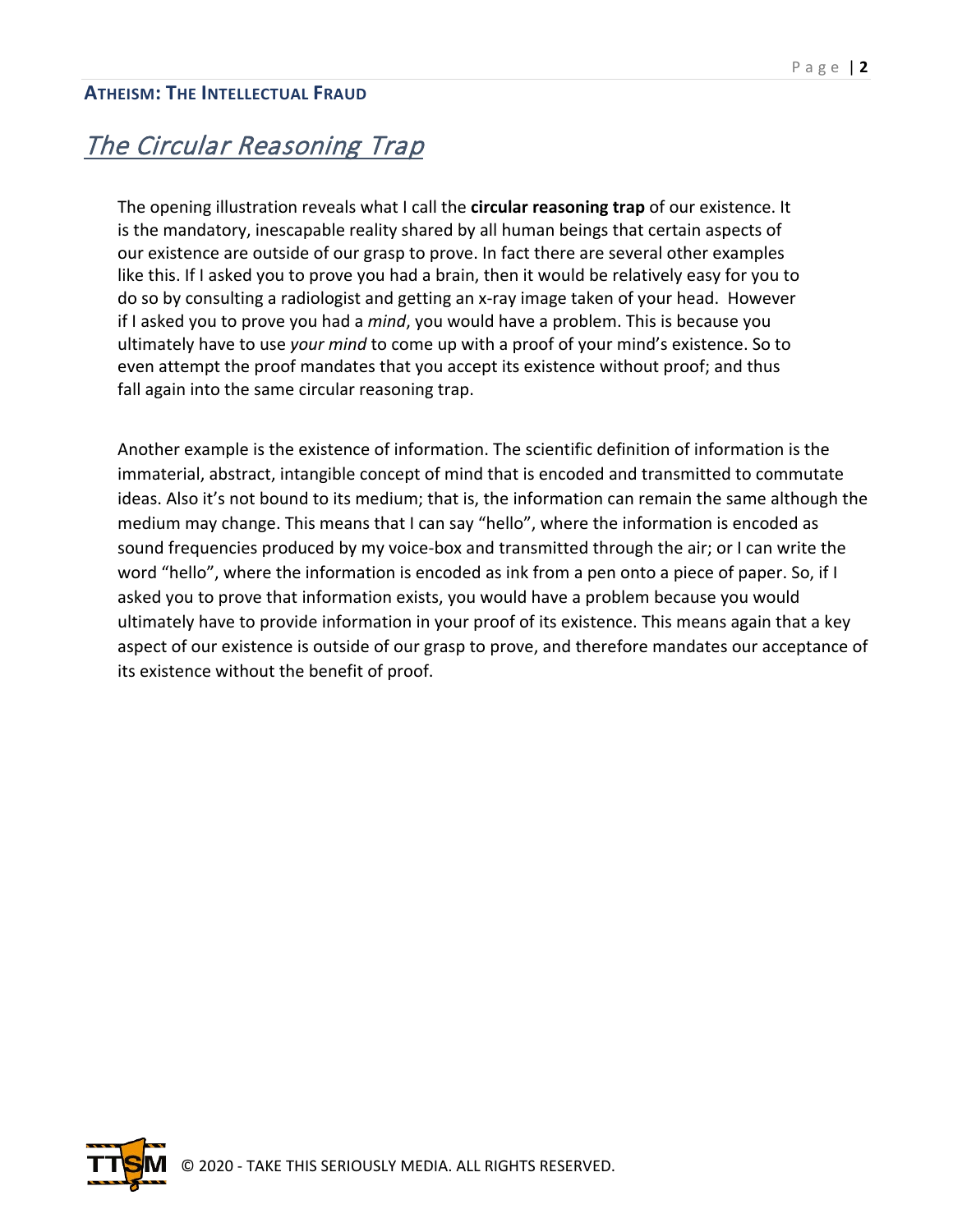## *The Circular Reasoning Trap*

The opening illustration reveals what I call the **circular reasoning trap** of our existence. It is the mandatory, inescapable reality shared by all human beings that certain aspects of our existence are outside of our grasp to prove. In fact there are several other examples like this. If I asked you to prove you had a brain, then it would be relatively easy for you to do so by consulting a radiologist and getting an x-ray image taken of your head. However if I asked you to prove you had a *mind*, you would have a problem. This is because you ultimately have to use *your mind* to come up with a proof of your mind's existence. So to even attempt the proof mandates that you accept its existence without proof; and thus fall again into the same circular reasoning trap.

Another example is the existence of information. The scientific definition of information is the immaterial, abstract, intangible concept of mind that is encoded and transmitted to commutate ideas. Also it's not bound to its medium; that is, the information can remain the same although the medium may change. This means that I can say "hello", where the information is encoded as sound frequencies produced by my voice-box and transmitted through the air; or I can write the word "hello", where the information is encoded as ink from a pen onto a piece of paper. So, if I asked you to prove that information exists, you would have a problem because you would ultimately have to provide information in your proof of its existence. This means again that a key aspect of our existence is outside of our grasp to prove, and therefore mandates our acceptance of its existence without the benefit of proof.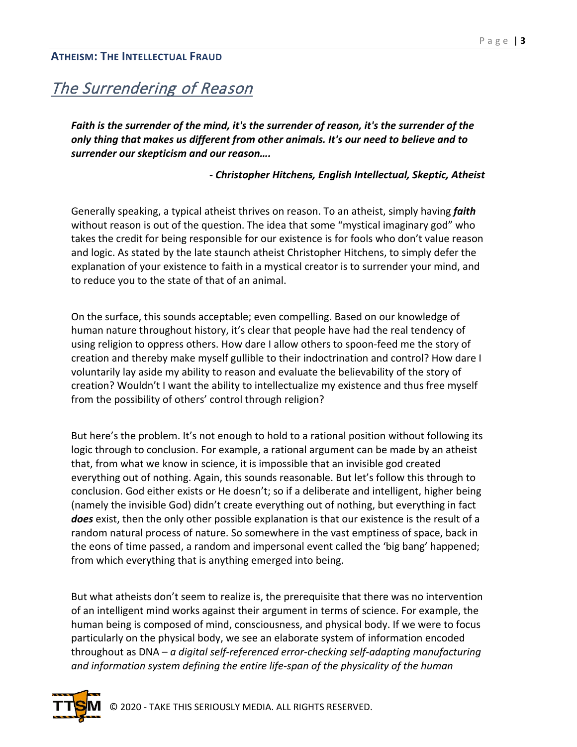## The Surrendering of Reason

***Faith is the surrender of the mind, it's the surrender of reason, it's the surrender of the only thing that makes us different from other animals. It's our need to believe and to surrender our skepticism and our reason….***

***- Christopher Hitchens, English Intellectual, Skeptic, Atheist***

Generally speaking, a typical atheist thrives on reason. To an atheist, simply having ***faith*** without reason is out of the question. The idea that some "mystical imaginary god" who takes the credit for being responsible for our existence is for fools who don't value reason and logic. As stated by the late staunch atheist Christopher Hitchens, to simply defer the explanation of your existence to faith in a mystical creator is to surrender your mind, and to reduce you to the state of that of an animal.

On the surface, this sounds acceptable; even compelling. Based on our knowledge of human nature throughout history, it's clear that people have had the real tendency of using religion to oppress others. How dare I allow others to spoon-feed me the story of creation and thereby make myself gullible to their indoctrination and control? How dare I voluntarily lay aside my ability to reason and evaluate the believability of the story of creation? Wouldn't I want the ability to intellectualize my existence and thus free myself from the possibility of others' control through religion?

But here's the problem. It's not enough to hold to a rational position without following its logic through to conclusion. For example, a rational argument can be made by an atheist that, from what we know in science, it is impossible that an invisible god created everything out of nothing. Again, this sounds reasonable. But let's follow this through to conclusion. God either exists or He doesn't; so if a deliberate and intelligent, higher being (namely the invisible God) didn't create everything out of nothing, but everything in fact ***does*** exist, then the only other possible explanation is that our existence is the result of a random natural process of nature. So somewhere in the vast emptiness of space, back in the eons of time passed, a random and impersonal event called the 'big bang' happened; from which everything that is anything emerged into being.

But what atheists don't seem to realize is, the prerequisite that there was no intervention of an intelligent mind works against their argument in terms of science. For example, the human being is composed of mind, consciousness, and physical body. If we were to focus particularly on the physical body, we see an elaborate system of information encoded throughout as DNA – *a digital self-referenced error-checking self-adapting manufacturing and information system defining the entire life-span of the physicality of the human*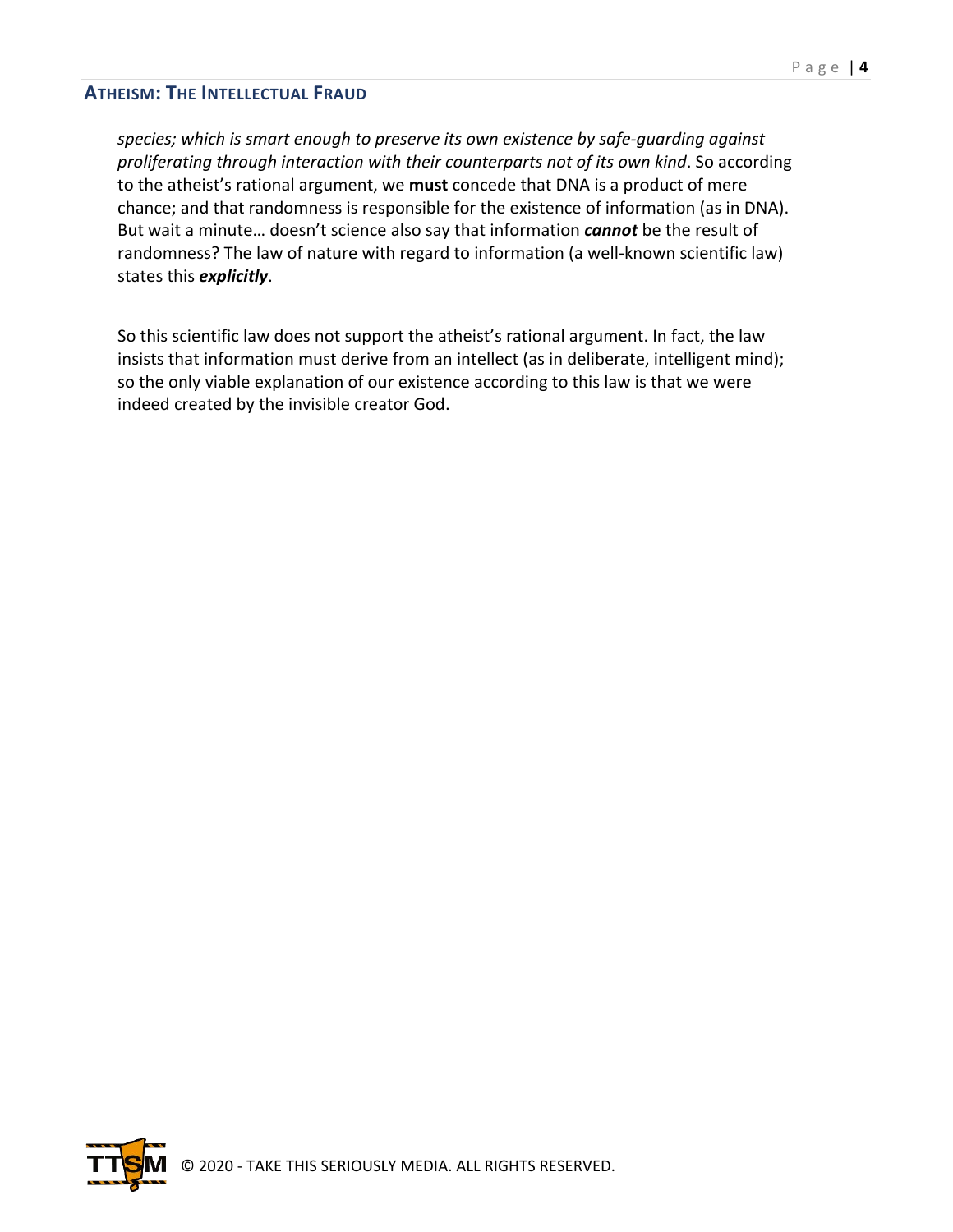*species; which is smart enough to preserve its own existence by safe-guarding against proliferating through interaction with their counterparts not of its own kind*. So according to the atheist's rational argument, we **must** concede that DNA is a product of mere chance; and that randomness is responsible for the existence of information (as in DNA). But wait a minute… doesn't science also say that information ***cannot*** be the result of randomness? The law of nature with regard to information (a well-known scientific law) states this ***explicitly***.

So this scientific law does not support the atheist's rational argument. In fact, the law insists that information must derive from an intellect (as in deliberate, intelligent mind); so the only viable explanation of our existence according to this law is that we were indeed created by the invisible creator God.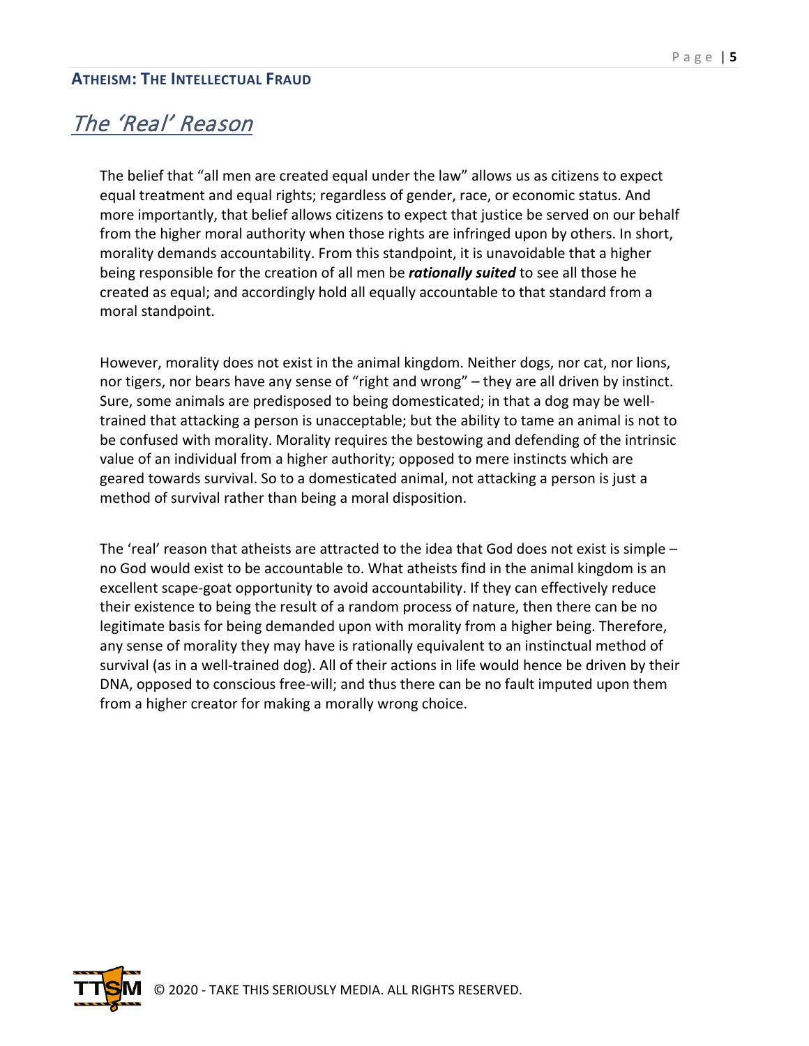## *The 'Real' Reason*

The belief that "all men are created equal under the law" allows us as citizens to expect equal treatment and equal rights; regardless of gender, race, or economic status. And more importantly, that belief allows citizens to expect that justice be served on our behalf from the higher moral authority when those rights are infringed upon by others. In short, morality demands accountability. From this standpoint, it is unavoidable that a higher being responsible for the creation of all men be ***rationally suited*** to see all those he created as equal; and accordingly hold all equally accountable to that standard from a moral standpoint.

However, morality does not exist in the animal kingdom. Neither dogs, nor cat, nor lions, nor tigers, nor bears have any sense of "right and wrong" – they are all driven by instinct. Sure, some animals are predisposed to being domesticated; in that a dog may be well-trained that attacking a person is unacceptable; but the ability to tame an animal is not to be confused with morality. Morality requires the bestowing and defending of the intrinsic value of an individual from a higher authority; opposed to mere instincts which are geared towards survival. So to a domesticated animal, not attacking a person is just a method of survival rather than being a moral disposition.

The 'real' reason that atheists are attracted to the idea that God does not exist is simple – no God would exist to be accountable to. What atheists find in the animal kingdom is an excellent scape-goat opportunity to avoid accountability. If they can effectively reduce their existence to being the result of a random process of nature, then there can be no legitimate basis for being demanded upon with morality from a higher being. Therefore, any sense of morality they may have is rationally equivalent to an instinctual method of survival (as in a well-trained dog). All of their actions in life would hence be driven by their DNA, opposed to conscious free-will; and thus there can be no fault imputed upon them from a higher creator for making a morally wrong choice.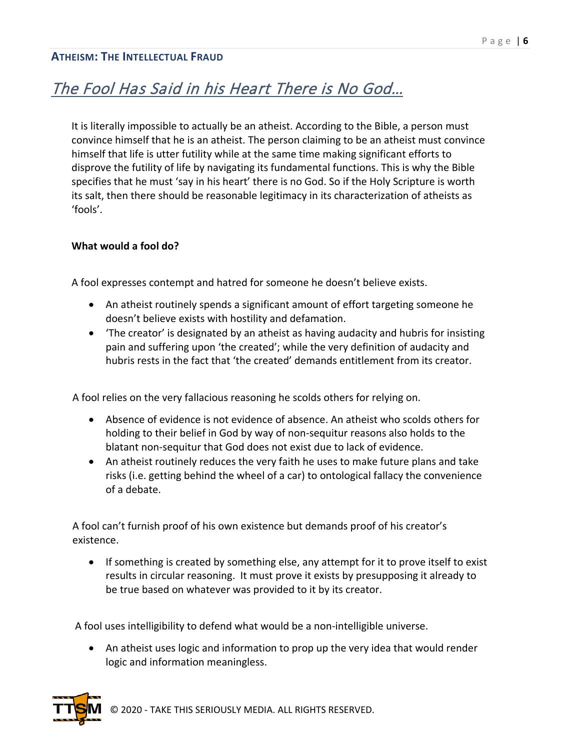## The Fool Has Said in his Heart There is No God…

It is literally impossible to actually be an atheist. According to the Bible, a person must convince himself that he is an atheist. The person claiming to be an atheist must convince himself that life is utter futility while at the same time making significant efforts to disprove the futility of life by navigating its fundamental functions. This is why the Bible specifies that he must 'say in his heart' there is no God. So if the Holy Scripture is worth its salt, then there should be reasonable legitimacy in its characterization of atheists as 'fools'.

**What would a fool do?**

A fool expresses contempt and hatred for someone he doesn't believe exists.

- An atheist routinely spends a significant amount of effort targeting someone he doesn't believe exists with hostility and defamation.
- 'The creator' is designated by an atheist as having audacity and hubris for insisting pain and suffering upon 'the created'; while the very definition of audacity and hubris rests in the fact that 'the created' demands entitlement from its creator.

A fool relies on the very fallacious reasoning he scolds others for relying on.

- Absence of evidence is not evidence of absence. An atheist who scolds others for holding to their belief in God by way of non-sequitur reasons also holds to the blatant non-sequitur that God does not exist due to lack of evidence.
- An atheist routinely reduces the very faith he uses to make future plans and take risks (i.e. getting behind the wheel of a car) to ontological fallacy the convenience of a debate.

A fool can't furnish proof of his own existence but demands proof of his creator's existence.

- If something is created by something else, any attempt for it to prove itself to exist results in circular reasoning. It must prove it exists by presupposing it already to be true based on whatever was provided to it by its creator.

A fool uses intelligibility to defend what would be a non-intelligible universe.

- An atheist uses logic and information to prop up the very idea that would render logic and information meaningless.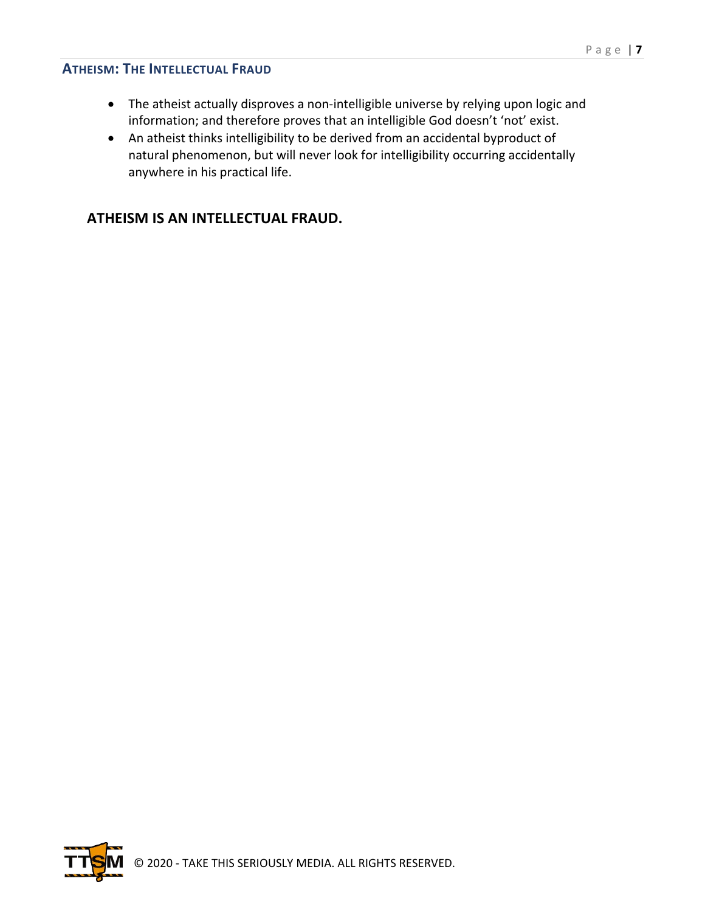- The atheist actually disproves a non-intelligible universe by relying upon logic and information; and therefore proves that an intelligible God doesn't 'not' exist.
- An atheist thinks intelligibility to be derived from an accidental byproduct of natural phenomenon, but will never look for intelligibility occurring accidentally anywhere in his practical life.

**ATHEISM IS AN INTELLECTUAL FRAUD.**